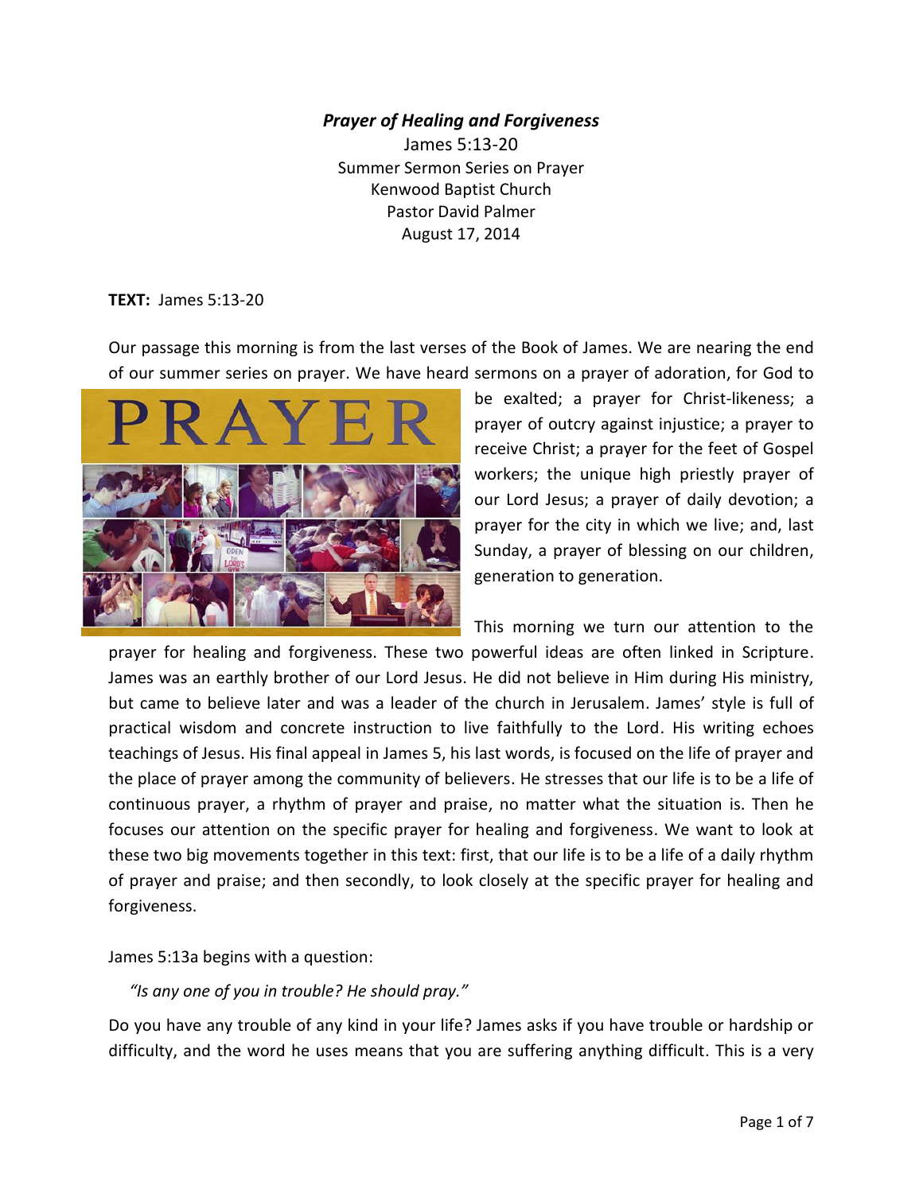***Prayer of Healing and Forgiveness***

James 5:13-20
Summer Sermon Series on Prayer
Kenwood Baptist Church
Pastor David Palmer
August 17, 2014

**TEXT:** James 5:13-20

Our passage this morning is from the last verses of the Book of James. We are nearing the end of our summer series on prayer. We have heard sermons on a prayer of adoration, for God to be exalted; a prayer for Christ-likeness; a prayer of outcry against injustice; a prayer to receive Christ; a prayer for the feet of Gospel workers; the unique high priestly prayer of our Lord Jesus; a prayer of daily devotion; a prayer for the city in which we live; and, last Sunday, a prayer of blessing on our children, generation to generation.

This morning we turn our attention to the prayer for healing and forgiveness. These two powerful ideas are often linked in Scripture. James was an earthly brother of our Lord Jesus. He did not believe in Him during His ministry, but came to believe later and was a leader of the church in Jerusalem. James' style is full of practical wisdom and concrete instruction to live faithfully to the Lord. His writing echoes teachings of Jesus. His final appeal in James 5, his last words, is focused on the life of prayer and the place of prayer among the community of believers. He stresses that our life is to be a life of continuous prayer, a rhythm of prayer and praise, no matter what the situation is. Then he focuses our attention on the specific prayer for healing and forgiveness. We want to look at these two big movements together in this text: first, that our life is to be a life of a daily rhythm of prayer and praise; and then secondly, to look closely at the specific prayer for healing and forgiveness.

James 5:13a begins with a question:

*"Is any one of you in trouble? He should pray."*

Do you have any trouble of any kind in your life? James asks if you have trouble or hardship or difficulty, and the word he uses means that you are suffering anything difficult. This is a very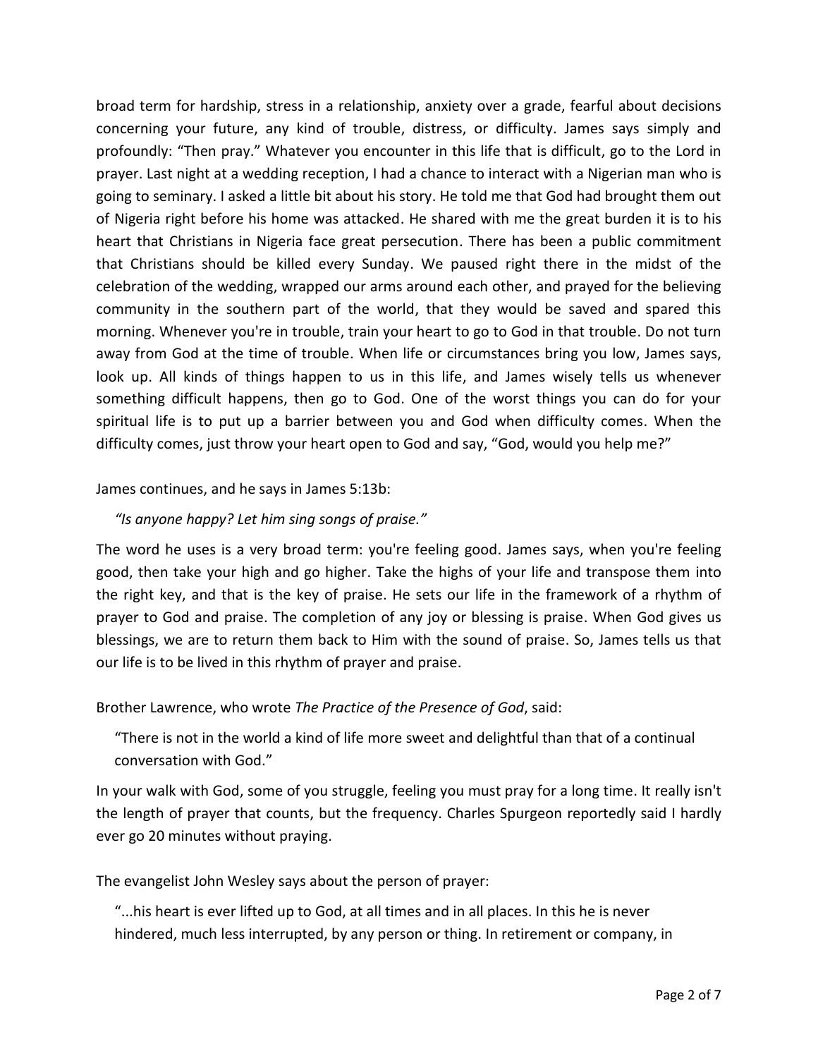broad term for hardship, stress in a relationship, anxiety over a grade, fearful about decisions concerning your future, any kind of trouble, distress, or difficulty. James says simply and profoundly: "Then pray." Whatever you encounter in this life that is difficult, go to the Lord in prayer. Last night at a wedding reception, I had a chance to interact with a Nigerian man who is going to seminary. I asked a little bit about his story. He told me that God had brought them out of Nigeria right before his home was attacked. He shared with me the great burden it is to his heart that Christians in Nigeria face great persecution. There has been a public commitment that Christians should be killed every Sunday. We paused right there in the midst of the celebration of the wedding, wrapped our arms around each other, and prayed for the believing community in the southern part of the world, that they would be saved and spared this morning. Whenever you're in trouble, train your heart to go to God in that trouble. Do not turn away from God at the time of trouble. When life or circumstances bring you low, James says, look up. All kinds of things happen to us in this life, and James wisely tells us whenever something difficult happens, then go to God. One of the worst things you can do for your spiritual life is to put up a barrier between you and God when difficulty comes. When the difficulty comes, just throw your heart open to God and say, "God, would you help me?"

James continues, and he says in James 5:13b:

> *"Is anyone happy? Let him sing songs of praise."*

The word he uses is a very broad term: you're feeling good. James says, when you're feeling good, then take your high and go higher. Take the highs of your life and transpose them into the right key, and that is the key of praise. He sets our life in the framework of a rhythm of prayer to God and praise. The completion of any joy or blessing is praise. When God gives us blessings, we are to return them back to Him with the sound of praise. So, James tells us that our life is to be lived in this rhythm of prayer and praise.

Brother Lawrence, who wrote *The Practice of the Presence of God*, said:

> "There is not in the world a kind of life more sweet and delightful than that of a continual conversation with God."

In your walk with God, some of you struggle, feeling you must pray for a long time. It really isn't the length of prayer that counts, but the frequency. Charles Spurgeon reportedly said I hardly ever go 20 minutes without praying.

The evangelist John Wesley says about the person of prayer:

> "...his heart is ever lifted up to God, at all times and in all places. In this he is never hindered, much less interrupted, by any person or thing. In retirement or company, in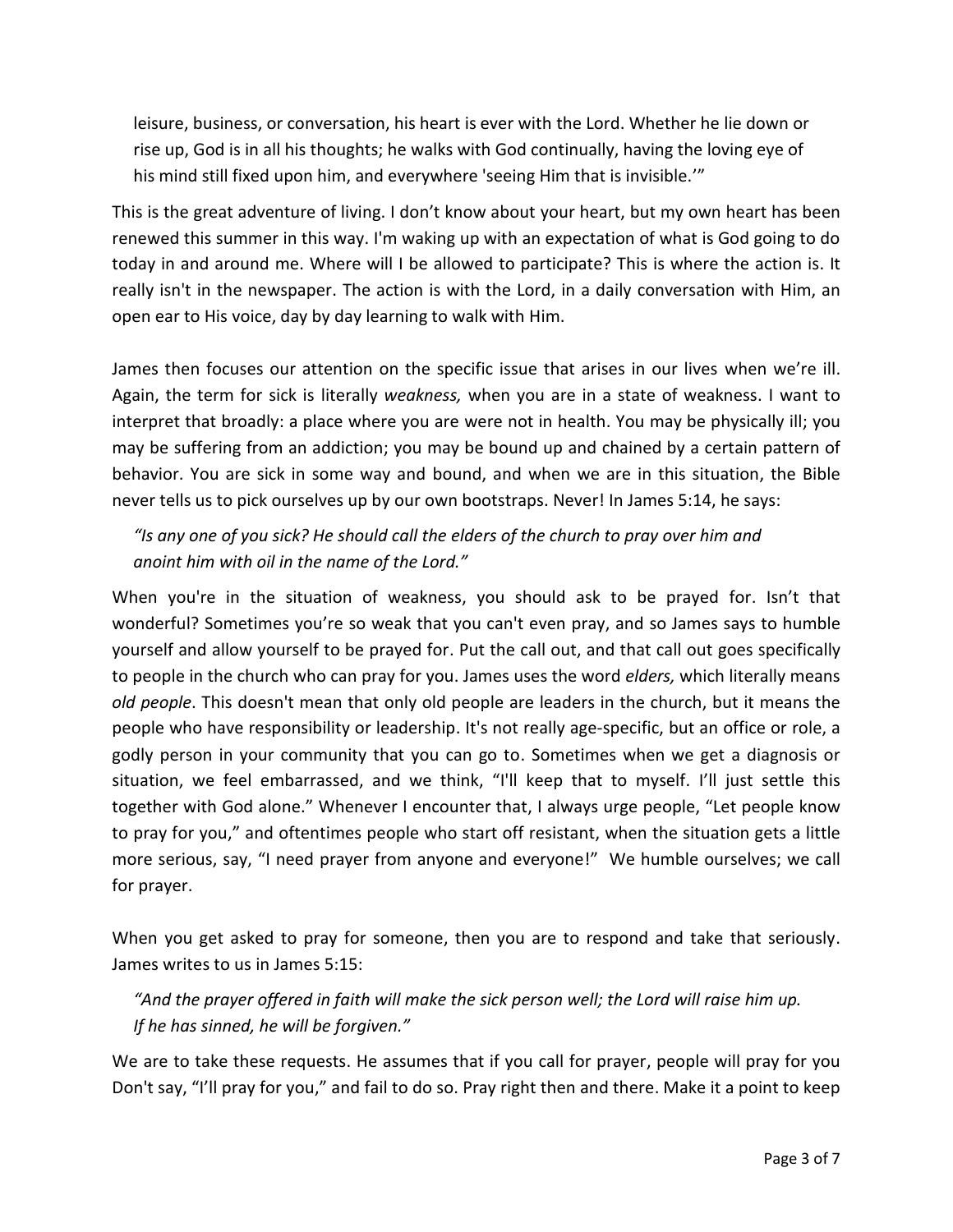leisure, business, or conversation, his heart is ever with the Lord. Whether he lie down or rise up, God is in all his thoughts; he walks with God continually, having the loving eye of his mind still fixed upon him, and everywhere 'seeing Him that is invisible.'"

This is the great adventure of living. I don't know about your heart, but my own heart has been renewed this summer in this way. I'm waking up with an expectation of what is God going to do today in and around me. Where will I be allowed to participate? This is where the action is. It really isn't in the newspaper. The action is with the Lord, in a daily conversation with Him, an open ear to His voice, day by day learning to walk with Him.

James then focuses our attention on the specific issue that arises in our lives when we're ill. Again, the term for sick is literally *weakness,* when you are in a state of weakness. I want to interpret that broadly: a place where you are were not in health. You may be physically ill; you may be suffering from an addiction; you may be bound up and chained by a certain pattern of behavior. You are sick in some way and bound, and when we are in this situation, the Bible never tells us to pick ourselves up by our own bootstraps. Never! In James 5:14, he says:

> *"Is any one of you sick? He should call the elders of the church to pray over him and anoint him with oil in the name of the Lord."*

When you're in the situation of weakness, you should ask to be prayed for. Isn't that wonderful? Sometimes you're so weak that you can't even pray, and so James says to humble yourself and allow yourself to be prayed for. Put the call out, and that call out goes specifically to people in the church who can pray for you. James uses the word *elders,* which literally means *old people*. This doesn't mean that only old people are leaders in the church, but it means the people who have responsibility or leadership. It's not really age-specific, but an office or role, a godly person in your community that you can go to. Sometimes when we get a diagnosis or situation, we feel embarrassed, and we think, "I'll keep that to myself. I'll just settle this together with God alone." Whenever I encounter that, I always urge people, "Let people know to pray for you," and oftentimes people who start off resistant, when the situation gets a little more serious, say, "I need prayer from anyone and everyone!" We humble ourselves; we call for prayer.

When you get asked to pray for someone, then you are to respond and take that seriously. James writes to us in James 5:15:

> *"And the prayer offered in faith will make the sick person well; the Lord will raise him up. If he has sinned, he will be forgiven."*

We are to take these requests. He assumes that if you call for prayer, people will pray for you Don't say, "I'll pray for you," and fail to do so. Pray right then and there. Make it a point to keep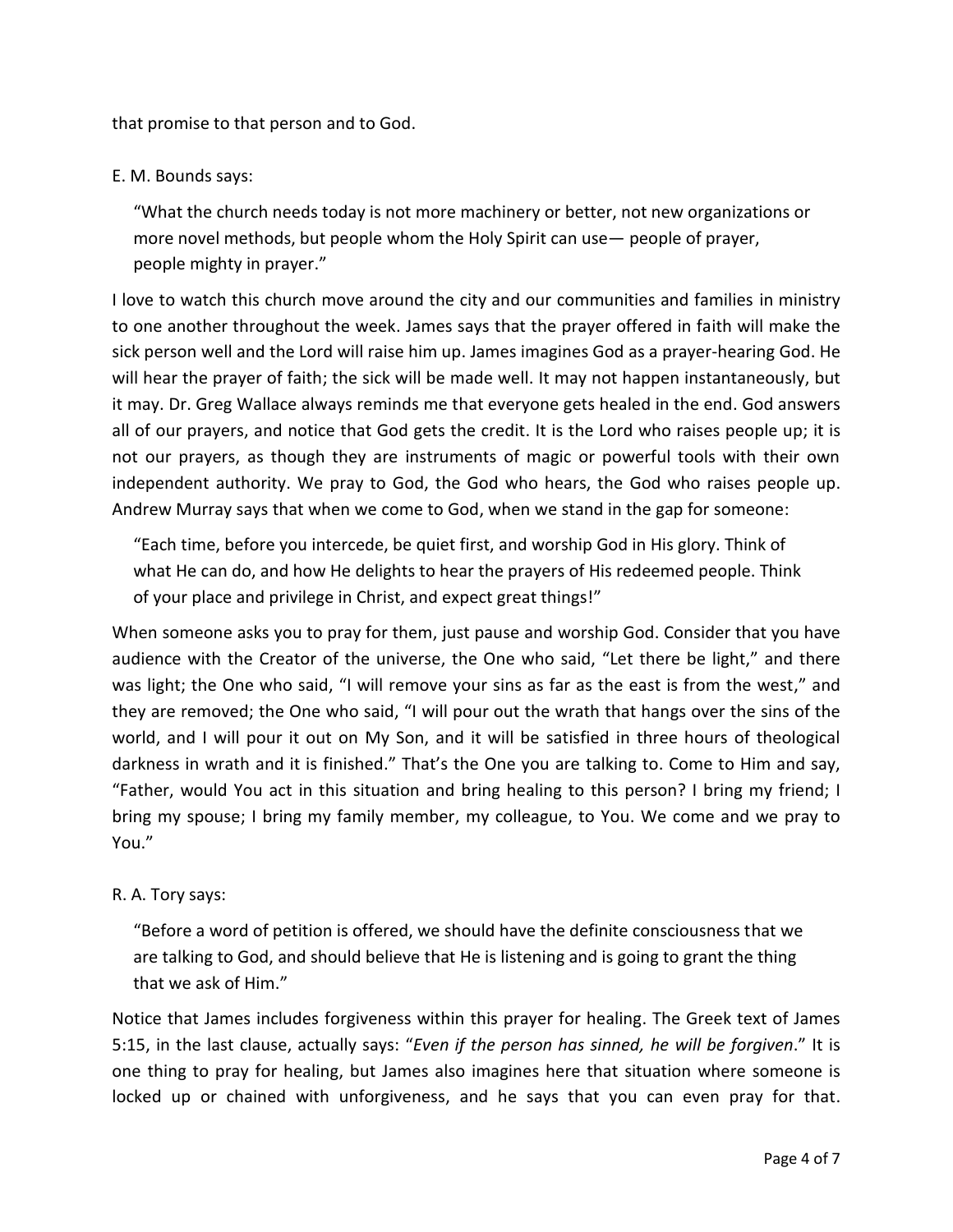that promise to that person and to God.

E. M. Bounds says:

> "What the church needs today is not more machinery or better, not new organizations or more novel methods, but people whom the Holy Spirit can use— people of prayer, people mighty in prayer."

I love to watch this church move around the city and our communities and families in ministry to one another throughout the week. James says that the prayer offered in faith will make the sick person well and the Lord will raise him up. James imagines God as a prayer-hearing God. He will hear the prayer of faith; the sick will be made well. It may not happen instantaneously, but it may. Dr. Greg Wallace always reminds me that everyone gets healed in the end. God answers all of our prayers, and notice that God gets the credit. It is the Lord who raises people up; it is not our prayers, as though they are instruments of magic or powerful tools with their own independent authority. We pray to God, the God who hears, the God who raises people up. Andrew Murray says that when we come to God, when we stand in the gap for someone:

> "Each time, before you intercede, be quiet first, and worship God in His glory. Think of what He can do, and how He delights to hear the prayers of His redeemed people. Think of your place and privilege in Christ, and expect great things!"

When someone asks you to pray for them, just pause and worship God. Consider that you have audience with the Creator of the universe, the One who said, "Let there be light," and there was light; the One who said, "I will remove your sins as far as the east is from the west," and they are removed; the One who said, "I will pour out the wrath that hangs over the sins of the world, and I will pour it out on My Son, and it will be satisfied in three hours of theological darkness in wrath and it is finished." That's the One you are talking to. Come to Him and say, "Father, would You act in this situation and bring healing to this person? I bring my friend; I bring my spouse; I bring my family member, my colleague, to You. We come and we pray to You."

R. A. Tory says:

> "Before a word of petition is offered, we should have the definite consciousness that we are talking to God, and should believe that He is listening and is going to grant the thing that we ask of Him."

Notice that James includes forgiveness within this prayer for healing. The Greek text of James 5:15, in the last clause, actually says: "*Even if the person has sinned, he will be forgiven*." It is one thing to pray for healing, but James also imagines here that situation where someone is locked up or chained with unforgiveness, and he says that you can even pray for that.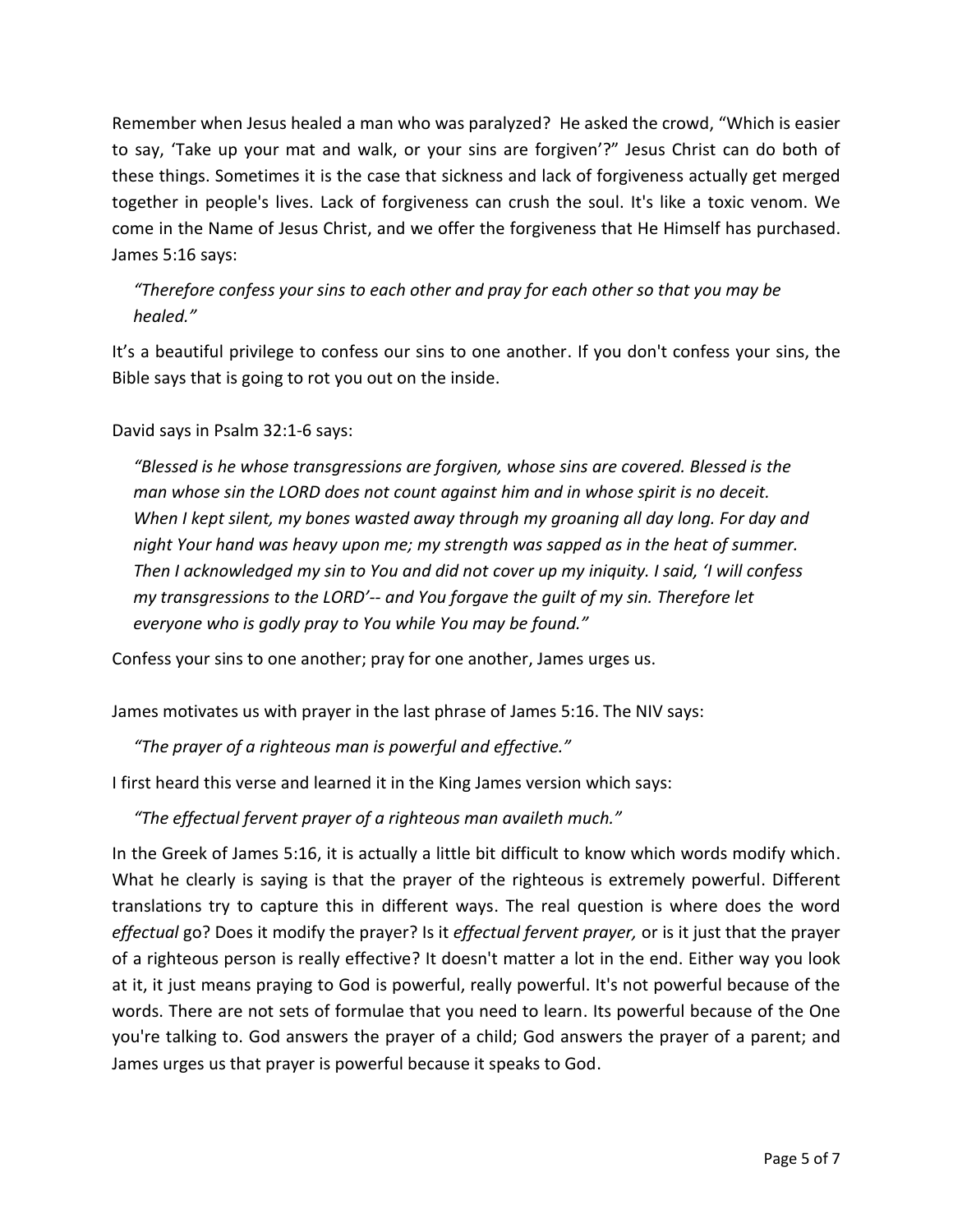Remember when Jesus healed a man who was paralyzed? He asked the crowd, "Which is easier to say, 'Take up your mat and walk, or your sins are forgiven'?" Jesus Christ can do both of these things. Sometimes it is the case that sickness and lack of forgiveness actually get merged together in people's lives. Lack of forgiveness can crush the soul. It's like a toxic venom. We come in the Name of Jesus Christ, and we offer the forgiveness that He Himself has purchased. James 5:16 says:

> *"Therefore confess your sins to each other and pray for each other so that you may be healed."*

It's a beautiful privilege to confess our sins to one another. If you don't confess your sins, the Bible says that is going to rot you out on the inside.

David says in Psalm 32:1-6 says:

> *"Blessed is he whose transgressions are forgiven, whose sins are covered. Blessed is the man whose sin the LORD does not count against him and in whose spirit is no deceit. When I kept silent, my bones wasted away through my groaning all day long. For day and night Your hand was heavy upon me; my strength was sapped as in the heat of summer. Then I acknowledged my sin to You and did not cover up my iniquity. I said, 'I will confess my transgressions to the LORD'-- and You forgave the guilt of my sin. Therefore let everyone who is godly pray to You while You may be found."*

Confess your sins to one another; pray for one another, James urges us.

James motivates us with prayer in the last phrase of James 5:16. The NIV says:

> *"The prayer of a righteous man is powerful and effective."*

I first heard this verse and learned it in the King James version which says:

> *"The effectual fervent prayer of a righteous man availeth much."*

In the Greek of James 5:16, it is actually a little bit difficult to know which words modify which. What he clearly is saying is that the prayer of the righteous is extremely powerful. Different translations try to capture this in different ways. The real question is where does the word *effectual* go? Does it modify the prayer? Is it *effectual fervent prayer,* or is it just that the prayer of a righteous person is really effective? It doesn't matter a lot in the end. Either way you look at it, it just means praying to God is powerful, really powerful. It's not powerful because of the words. There are not sets of formulae that you need to learn. Its powerful because of the One you're talking to. God answers the prayer of a child; God answers the prayer of a parent; and James urges us that prayer is powerful because it speaks to God.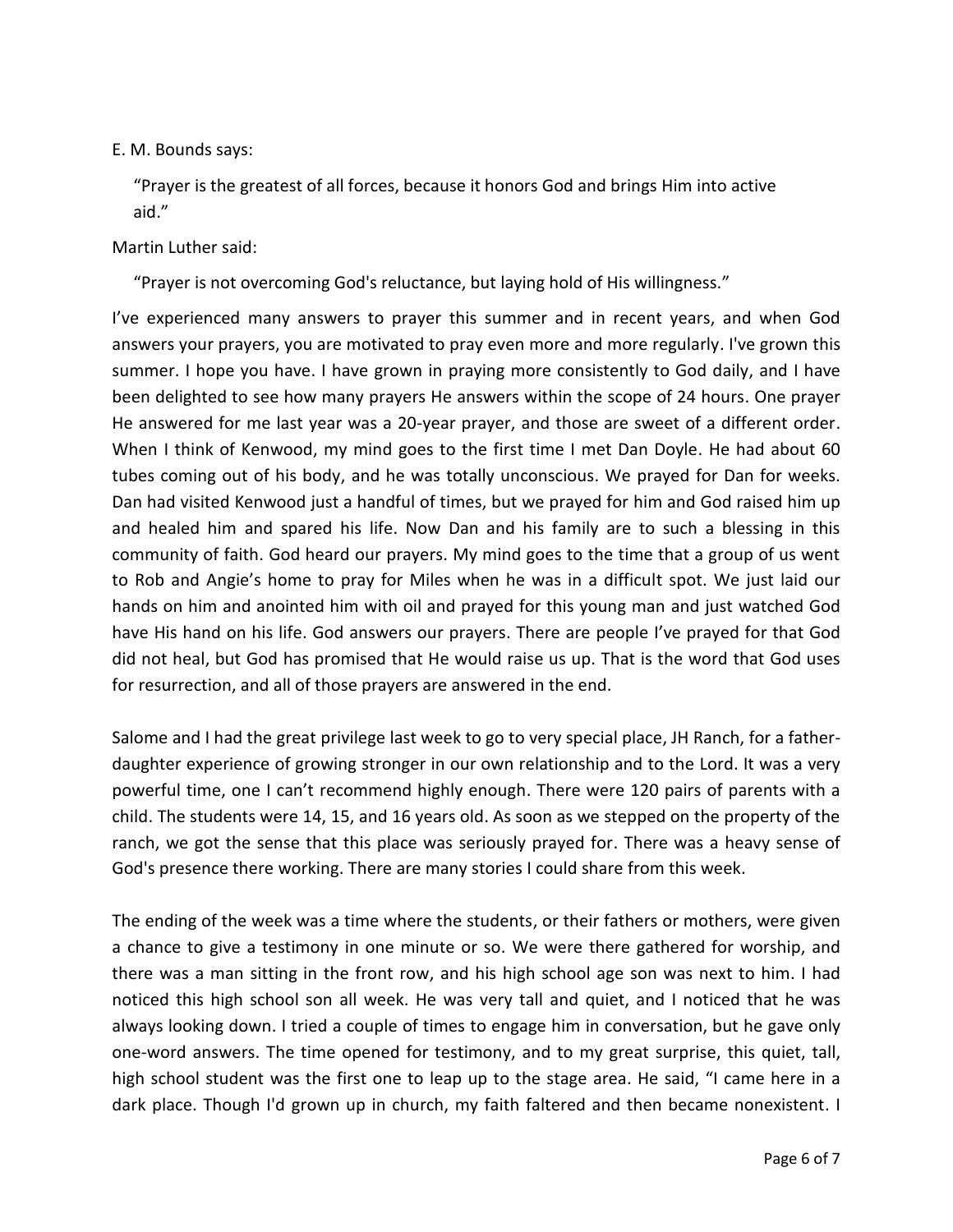E. M. Bounds says:

> "Prayer is the greatest of all forces, because it honors God and brings Him into active aid."

Martin Luther said:

> "Prayer is not overcoming God's reluctance, but laying hold of His willingness."

I've experienced many answers to prayer this summer and in recent years, and when God answers your prayers, you are motivated to pray even more and more regularly. I've grown this summer. I hope you have. I have grown in praying more consistently to God daily, and I have been delighted to see how many prayers He answers within the scope of 24 hours. One prayer He answered for me last year was a 20-year prayer, and those are sweet of a different order. When I think of Kenwood, my mind goes to the first time I met Dan Doyle. He had about 60 tubes coming out of his body, and he was totally unconscious. We prayed for Dan for weeks. Dan had visited Kenwood just a handful of times, but we prayed for him and God raised him up and healed him and spared his life. Now Dan and his family are to such a blessing in this community of faith. God heard our prayers. My mind goes to the time that a group of us went to Rob and Angie's home to pray for Miles when he was in a difficult spot. We just laid our hands on him and anointed him with oil and prayed for this young man and just watched God have His hand on his life. God answers our prayers. There are people I've prayed for that God did not heal, but God has promised that He would raise us up. That is the word that God uses for resurrection, and all of those prayers are answered in the end.

Salome and I had the great privilege last week to go to very special place, JH Ranch, for a father-daughter experience of growing stronger in our own relationship and to the Lord. It was a very powerful time, one I can't recommend highly enough. There were 120 pairs of parents with a child. The students were 14, 15, and 16 years old. As soon as we stepped on the property of the ranch, we got the sense that this place was seriously prayed for. There was a heavy sense of God's presence there working. There are many stories I could share from this week.

The ending of the week was a time where the students, or their fathers or mothers, were given a chance to give a testimony in one minute or so. We were there gathered for worship, and there was a man sitting in the front row, and his high school age son was next to him. I had noticed this high school son all week. He was very tall and quiet, and I noticed that he was always looking down. I tried a couple of times to engage him in conversation, but he gave only one-word answers. The time opened for testimony, and to my great surprise, this quiet, tall, high school student was the first one to leap up to the stage area. He said, "I came here in a dark place. Though I'd grown up in church, my faith faltered and then became nonexistent. I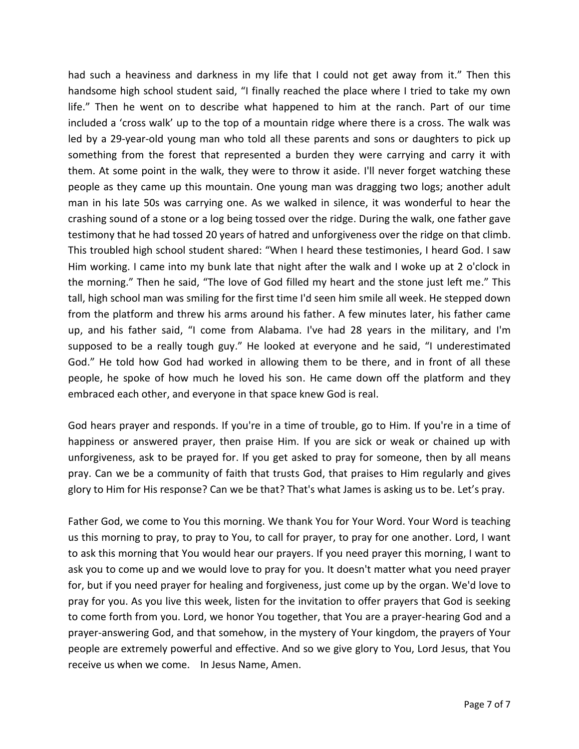had such a heaviness and darkness in my life that I could not get away from it." Then this handsome high school student said, "I finally reached the place where I tried to take my own life." Then he went on to describe what happened to him at the ranch. Part of our time included a 'cross walk' up to the top of a mountain ridge where there is a cross. The walk was led by a 29-year-old young man who told all these parents and sons or daughters to pick up something from the forest that represented a burden they were carrying and carry it with them. At some point in the walk, they were to throw it aside. I'll never forget watching these people as they came up this mountain. One young man was dragging two logs; another adult man in his late 50s was carrying one. As we walked in silence, it was wonderful to hear the crashing sound of a stone or a log being tossed over the ridge. During the walk, one father gave testimony that he had tossed 20 years of hatred and unforgiveness over the ridge on that climb. This troubled high school student shared: "When I heard these testimonies, I heard God. I saw Him working. I came into my bunk late that night after the walk and I woke up at 2 o'clock in the morning." Then he said, "The love of God filled my heart and the stone just left me." This tall, high school man was smiling for the first time I'd seen him smile all week. He stepped down from the platform and threw his arms around his father. A few minutes later, his father came up, and his father said, "I come from Alabama. I've had 28 years in the military, and I'm supposed to be a really tough guy." He looked at everyone and he said, "I underestimated God." He told how God had worked in allowing them to be there, and in front of all these people, he spoke of how much he loved his son. He came down off the platform and they embraced each other, and everyone in that space knew God is real.

God hears prayer and responds. If you're in a time of trouble, go to Him. If you're in a time of happiness or answered prayer, then praise Him. If you are sick or weak or chained up with unforgiveness, ask to be prayed for. If you get asked to pray for someone, then by all means pray. Can we be a community of faith that trusts God, that praises to Him regularly and gives glory to Him for His response? Can we be that? That's what James is asking us to be. Let's pray.

Father God, we come to You this morning. We thank You for Your Word. Your Word is teaching us this morning to pray, to pray to You, to call for prayer, to pray for one another. Lord, I want to ask this morning that You would hear our prayers. If you need prayer this morning, I want to ask you to come up and we would love to pray for you. It doesn't matter what you need prayer for, but if you need prayer for healing and forgiveness, just come up by the organ. We'd love to pray for you. As you live this week, listen for the invitation to offer prayers that God is seeking to come forth from you. Lord, we honor You together, that You are a prayer-hearing God and a prayer-answering God, and that somehow, in the mystery of Your kingdom, the prayers of Your people are extremely powerful and effective. And so we give glory to You, Lord Jesus, that You receive us when we come. In Jesus Name, Amen.